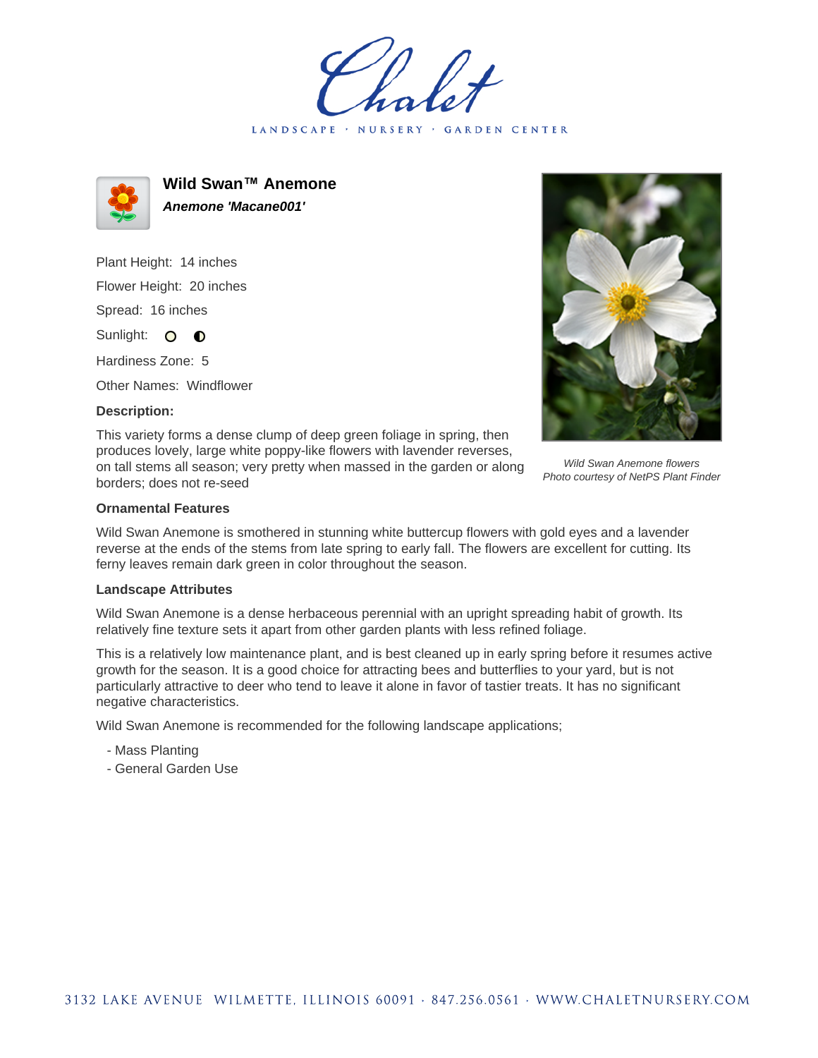# Wild Swan™ Anemone

***Anemone 'Macane001'***

Plant Height: 14 inches

Flower Height: 20 inches

Spread: 16 inches

Sunlight: ○ ◐

Hardiness Zone: 5

Other Names: Windflower

**Description:**

This variety forms a dense clump of deep green foliage in spring, then produces lovely, large white poppy-like flowers with lavender reverses, on tall stems all season; very pretty when massed in the garden or along borders; does not re-seed

*Wild Swan Anemone flowers*
*Photo courtesy of NetPS Plant Finder*

### Ornamental Features

Wild Swan Anemone is smothered in stunning white buttercup flowers with gold eyes and a lavender reverse at the ends of the stems from late spring to early fall. The flowers are excellent for cutting. Its ferny leaves remain dark green in color throughout the season.

### Landscape Attributes

Wild Swan Anemone is a dense herbaceous perennial with an upright spreading habit of growth. Its relatively fine texture sets it apart from other garden plants with less refined foliage.

This is a relatively low maintenance plant, and is best cleaned up in early spring before it resumes active growth for the season. It is a good choice for attracting bees and butterflies to your yard, but is not particularly attractive to deer who tend to leave it alone in favor of tastier treats. It has no significant negative characteristics.

Wild Swan Anemone is recommended for the following landscape applications;

- Mass Planting
- General Garden Use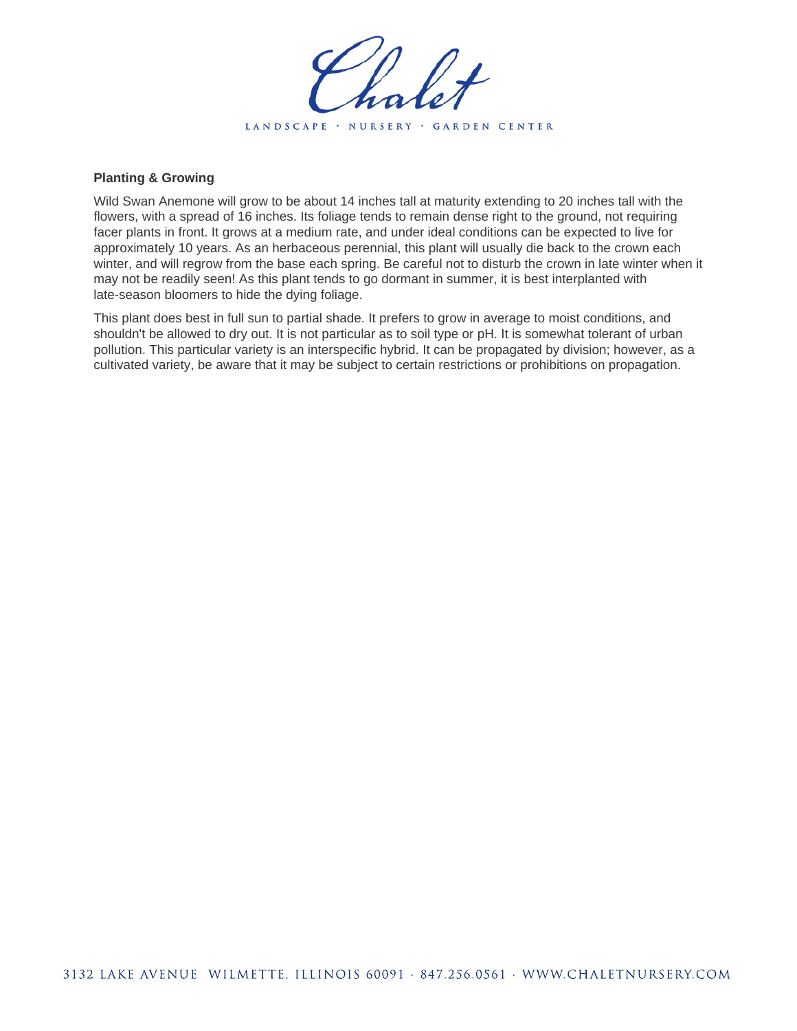### Planting & Growing

Wild Swan Anemone will grow to be about 14 inches tall at maturity extending to 20 inches tall with the flowers, with a spread of 16 inches. Its foliage tends to remain dense right to the ground, not requiring facer plants in front. It grows at a medium rate, and under ideal conditions can be expected to live for approximately 10 years. As an herbaceous perennial, this plant will usually die back to the crown each winter, and will regrow from the base each spring. Be careful not to disturb the crown in late winter when it may not be readily seen! As this plant tends to go dormant in summer, it is best interplanted with late-season bloomers to hide the dying foliage.

This plant does best in full sun to partial shade. It prefers to grow in average to moist conditions, and shouldn't be allowed to dry out. It is not particular as to soil type or pH. It is somewhat tolerant of urban pollution. This particular variety is an interspecific hybrid. It can be propagated by division; however, as a cultivated variety, be aware that it may be subject to certain restrictions or prohibitions on propagation.